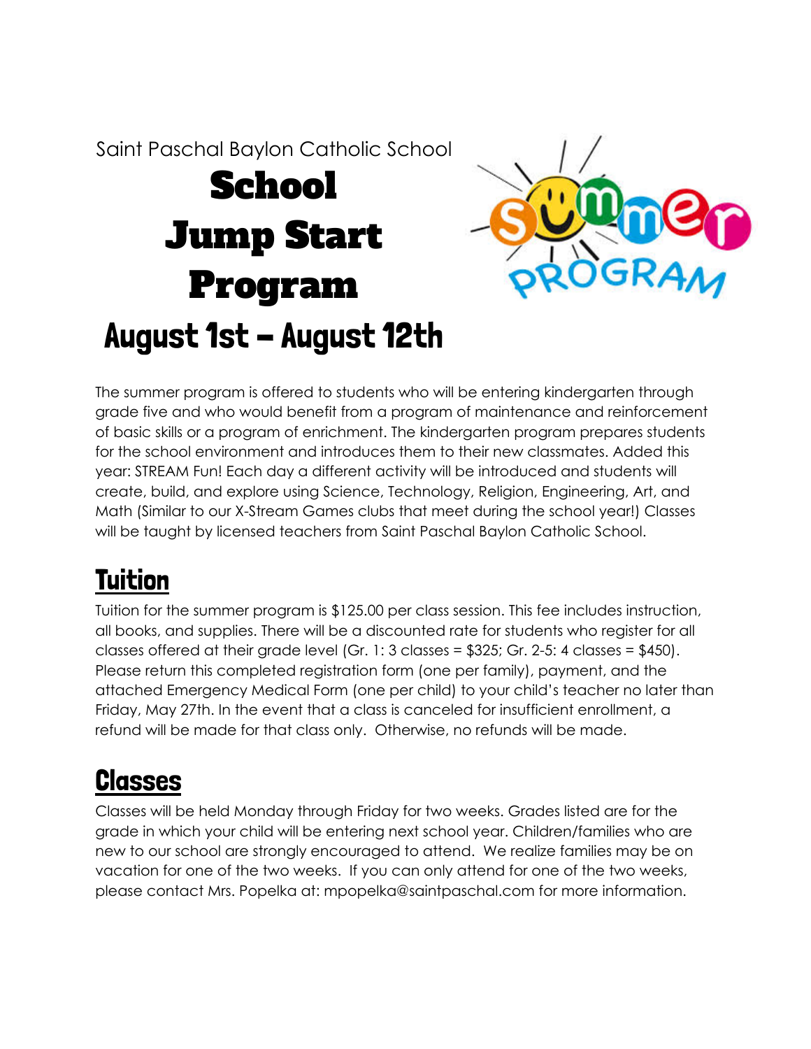Saint Paschal Baylon Catholic School

# School Jump Start Program

## August 1st – August 12th

The summer program is offered to students who will be entering kindergarten through grade five and who would benefit from a program of maintenance and reinforcement of basic skills or a program of enrichment. The kindergarten program prepares students for the school environment and introduces them to their new classmates. Added this year: STREAM Fun! Each day a different activity will be introduced and students will create, build, and explore using Science, Technology, Religion, Engineering, Art, and Math (Similar to our X-Stream Games clubs that meet during the school year!) Classes will be taught by licensed teachers from Saint Paschal Baylon Catholic School.

## Tuition

Tuition for the summer program is $125.00 per class session. This fee includes instruction, all books, and supplies. There will be a discounted rate for students who register for all classes offered at their grade level (Gr. 1: 3 classes = $325; Gr. 2-5: 4 classes = $450). Please return this completed registration form (one per family), payment, and the attached Emergency Medical Form (one per child) to your child's teacher no later than Friday, May 27th. In the event that a class is canceled for insufficient enrollment, a refund will be made for that class only. Otherwise, no refunds will be made.

## Classes

Classes will be held Monday through Friday for two weeks. Grades listed are for the grade in which your child will be entering next school year. Children/families who are new to our school are strongly encouraged to attend. We realize families may be on vacation for one of the two weeks. If you can only attend for one of the two weeks, please contact Mrs. Popelka at: mpopelka@saintpaschal.com for more information.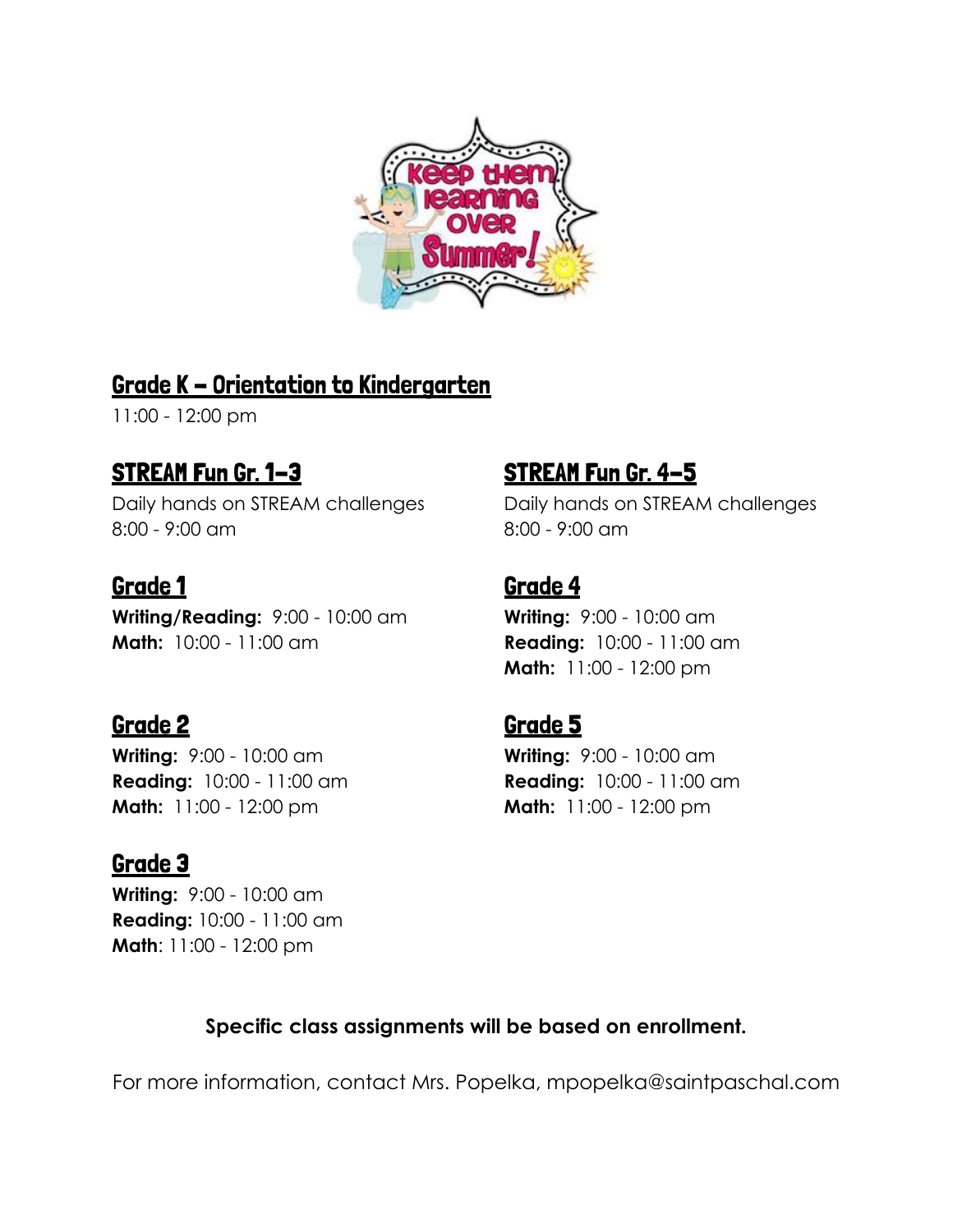## Grade K – Orientation to Kindergarten

11:00 - 12:00 pm

## STREAM Fun Gr. 1–3

Daily hands on STREAM challenges
8:00 - 9:00 am

## Grade 1

**Writing/Reading:** 9:00 - 10:00 am
**Math:** 10:00 - 11:00 am

## Grade 2

**Writing:** 9:00 - 10:00 am
**Reading:** 10:00 - 11:00 am
**Math:** 11:00 - 12:00 pm

## Grade 3

**Writing:** 9:00 - 10:00 am
**Reading:** 10:00 - 11:00 am
**Math**: 11:00 - 12:00 pm

## STREAM Fun Gr. 4–5

Daily hands on STREAM challenges
8:00 - 9:00 am

## Grade 4

**Writing:** 9:00 - 10:00 am
**Reading:** 10:00 - 11:00 am
**Math:** 11:00 - 12:00 pm

## Grade 5

**Writing:** 9:00 - 10:00 am
**Reading:** 10:00 - 11:00 am
**Math:** 11:00 - 12:00 pm

**Specific class assignments will be based on enrollment.**

For more information, contact Mrs. Popelka, mpopelka@saintpaschal.com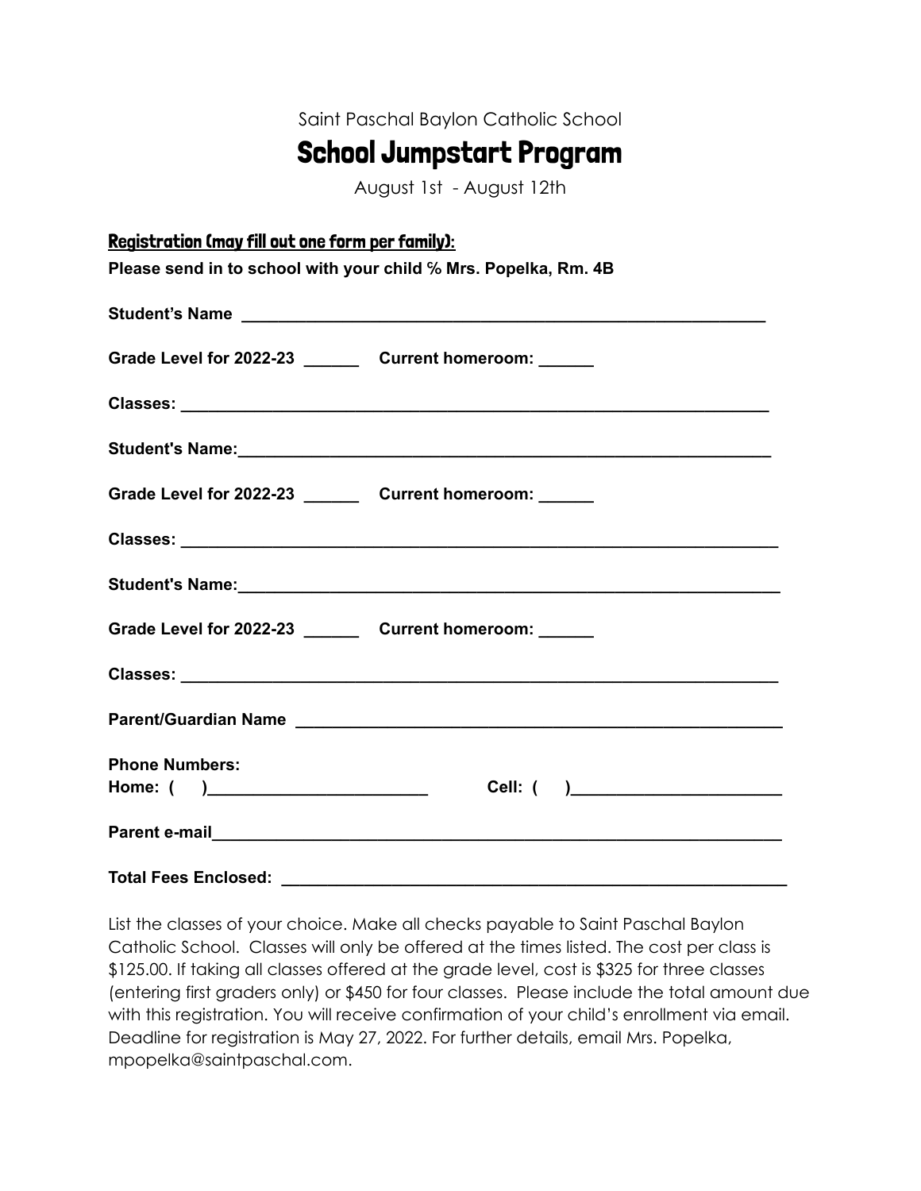Saint Paschal Baylon Catholic School

# School Jumpstart Program

August 1st - August 12th

## Registration (may fill out one form per family):

**Please send in to school with your child % Mrs. Popelka, Rm. 4B**

**Student's Name** ____________________________________________________________

**Grade Level for 2022-23** ______ **Current homeroom:** ______

**Classes:** ____________________________________________________________

**Student's Name:**____________________________________________________________

**Grade Level for 2022-23** ______ **Current homeroom:** ______

**Classes:** ____________________________________________________________

**Student's Name:**____________________________________________________________

**Grade Level for 2022-23** ______ **Current homeroom:** ______

**Classes:** ____________________________________________________________

**Parent/Guardian Name** ____________________________________________________

**Phone Numbers:**
**Home: (   )**________________________ **Cell: (   )**________________________

**Parent e-mail**____________________________________________________________

**Total Fees Enclosed:** ______________________________________________________

List the classes of your choice. Make all checks payable to Saint Paschal Baylon Catholic School. Classes will only be offered at the times listed. The cost per class is $125.00. If taking all classes offered at the grade level, cost is $325 for three classes (entering first graders only) or $450 for four classes. Please include the total amount due with this registration. You will receive confirmation of your child's enrollment via email. Deadline for registration is May 27, 2022. For further details, email Mrs. Popelka, mpopelka@saintpaschal.com.